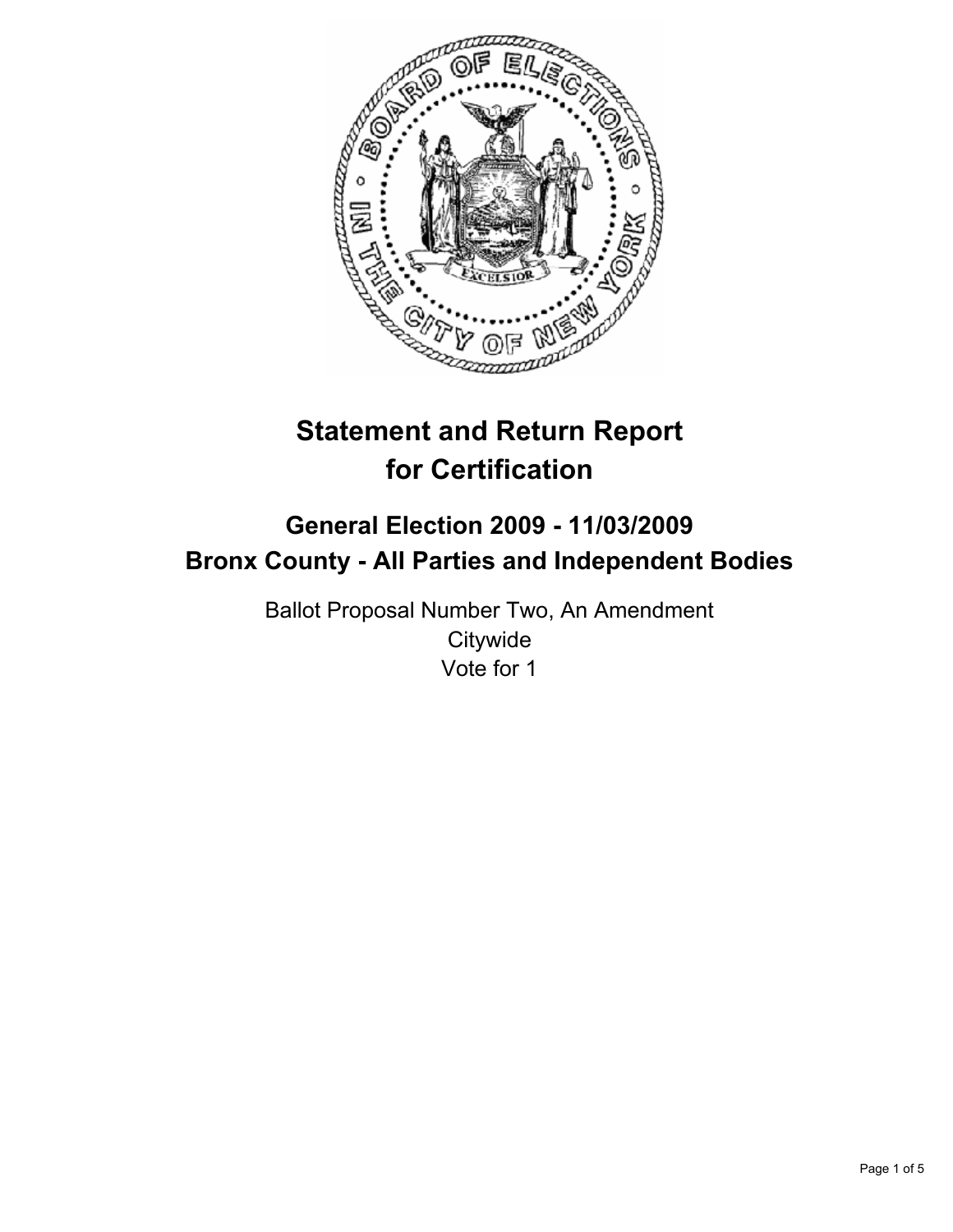# Statement and Return Report for Certification

## General Election 2009 - 11/03/2009
## Bronx County - All Parties and Independent Bodies

Ballot Proposal Number Two, An Amendment
Citywide
Vote for 1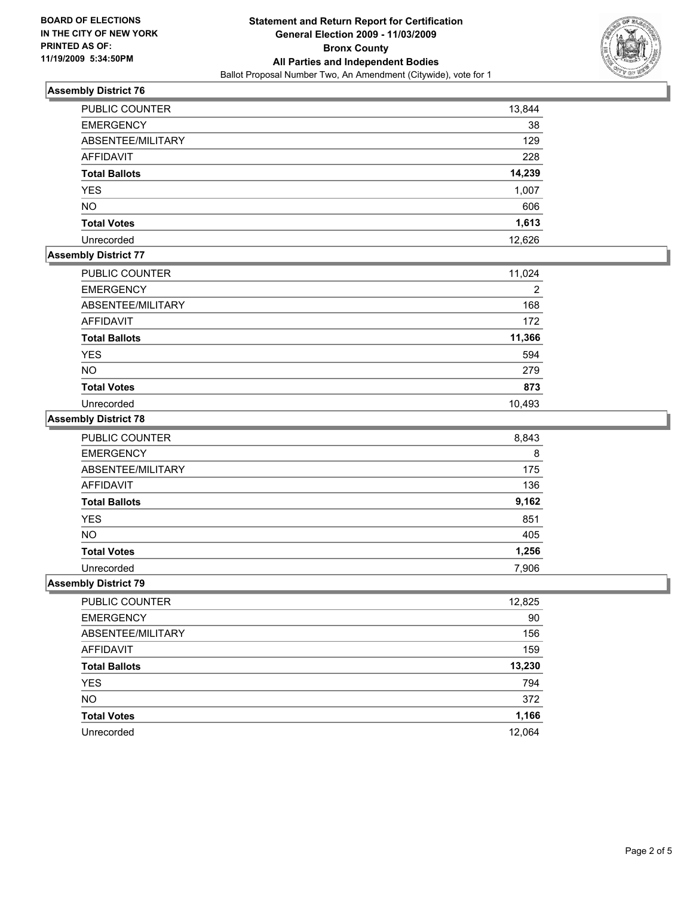**BOARD OF ELECTIONS IN THE CITY OF NEW YORK PRINTED AS OF: 11/19/2009 5:34:50PM**

**Statement and Return Report for Certification**
**General Election 2009 - 11/03/2009**
**Bronx County**
**All Parties and Independent Bodies**
Ballot Proposal Number Two, An Amendment (Citywide), vote for 1

### Assembly District 76

| | |
|---|---|
| PUBLIC COUNTER | 13,844 |
| EMERGENCY | 38 |
| ABSENTEE/MILITARY | 129 |
| AFFIDAVIT | 228 |
| **Total Ballots** | **14,239** |
| YES | 1,007 |
| NO | 606 |
| **Total Votes** | **1,613** |
| Unrecorded | 12,626 |

### Assembly District 77

| | |
|---|---|
| PUBLIC COUNTER | 11,024 |
| EMERGENCY | 2 |
| ABSENTEE/MILITARY | 168 |
| AFFIDAVIT | 172 |
| **Total Ballots** | **11,366** |
| YES | 594 |
| NO | 279 |
| **Total Votes** | **873** |
| Unrecorded | 10,493 |

### Assembly District 78

| | |
|---|---|
| PUBLIC COUNTER | 8,843 |
| EMERGENCY | 8 |
| ABSENTEE/MILITARY | 175 |
| AFFIDAVIT | 136 |
| **Total Ballots** | **9,162** |
| YES | 851 |
| NO | 405 |
| **Total Votes** | **1,256** |
| Unrecorded | 7,906 |

### Assembly District 79

| | |
|---|---|
| PUBLIC COUNTER | 12,825 |
| EMERGENCY | 90 |
| ABSENTEE/MILITARY | 156 |
| AFFIDAVIT | 159 |
| **Total Ballots** | **13,230** |
| YES | 794 |
| NO | 372 |
| **Total Votes** | **1,166** |
| Unrecorded | 12,064 |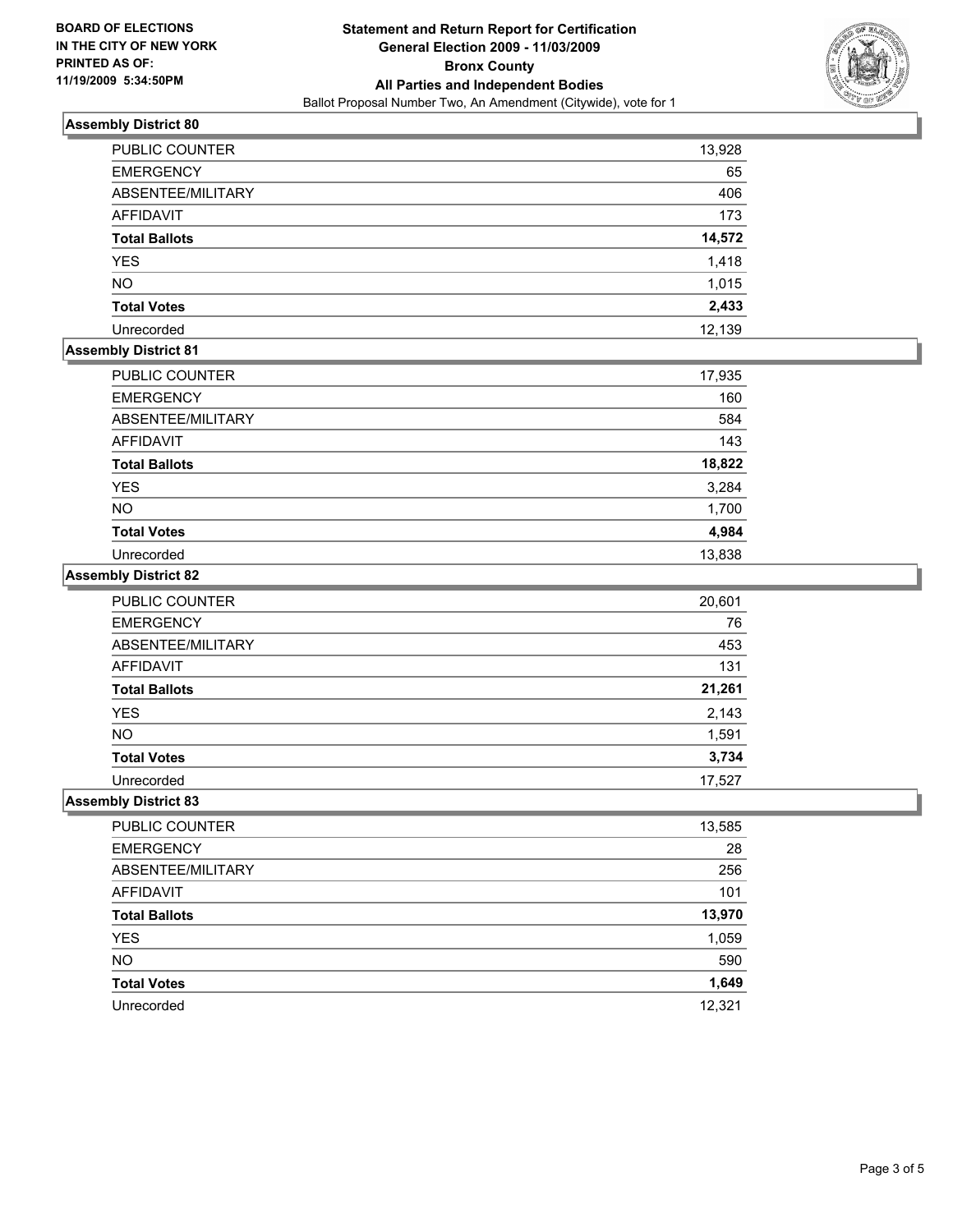**BOARD OF ELECTIONS IN THE CITY OF NEW YORK PRINTED AS OF: 11/19/2009 5:34:50PM**

**Statement and Return Report for Certification**
**General Election 2009 - 11/03/2009**
**Bronx County**
**All Parties and Independent Bodies**
Ballot Proposal Number Two, An Amendment (Citywide), vote for 1

### Assembly District 80

| | |
|---|---|
| PUBLIC COUNTER | 13,928 |
| EMERGENCY | 65 |
| ABSENTEE/MILITARY | 406 |
| AFFIDAVIT | 173 |
| **Total Ballots** | **14,572** |
| YES | 1,418 |
| NO | 1,015 |
| **Total Votes** | **2,433** |
| Unrecorded | 12,139 |

### Assembly District 81

| | |
|---|---|
| PUBLIC COUNTER | 17,935 |
| EMERGENCY | 160 |
| ABSENTEE/MILITARY | 584 |
| AFFIDAVIT | 143 |
| **Total Ballots** | **18,822** |
| YES | 3,284 |
| NO | 1,700 |
| **Total Votes** | **4,984** |
| Unrecorded | 13,838 |

### Assembly District 82

| | |
|---|---|
| PUBLIC COUNTER | 20,601 |
| EMERGENCY | 76 |
| ABSENTEE/MILITARY | 453 |
| AFFIDAVIT | 131 |
| **Total Ballots** | **21,261** |
| YES | 2,143 |
| NO | 1,591 |
| **Total Votes** | **3,734** |
| Unrecorded | 17,527 |

### Assembly District 83

| | |
|---|---|
| PUBLIC COUNTER | 13,585 |
| EMERGENCY | 28 |
| ABSENTEE/MILITARY | 256 |
| AFFIDAVIT | 101 |
| **Total Ballots** | **13,970** |
| YES | 1,059 |
| NO | 590 |
| **Total Votes** | **1,649** |
| Unrecorded | 12,321 |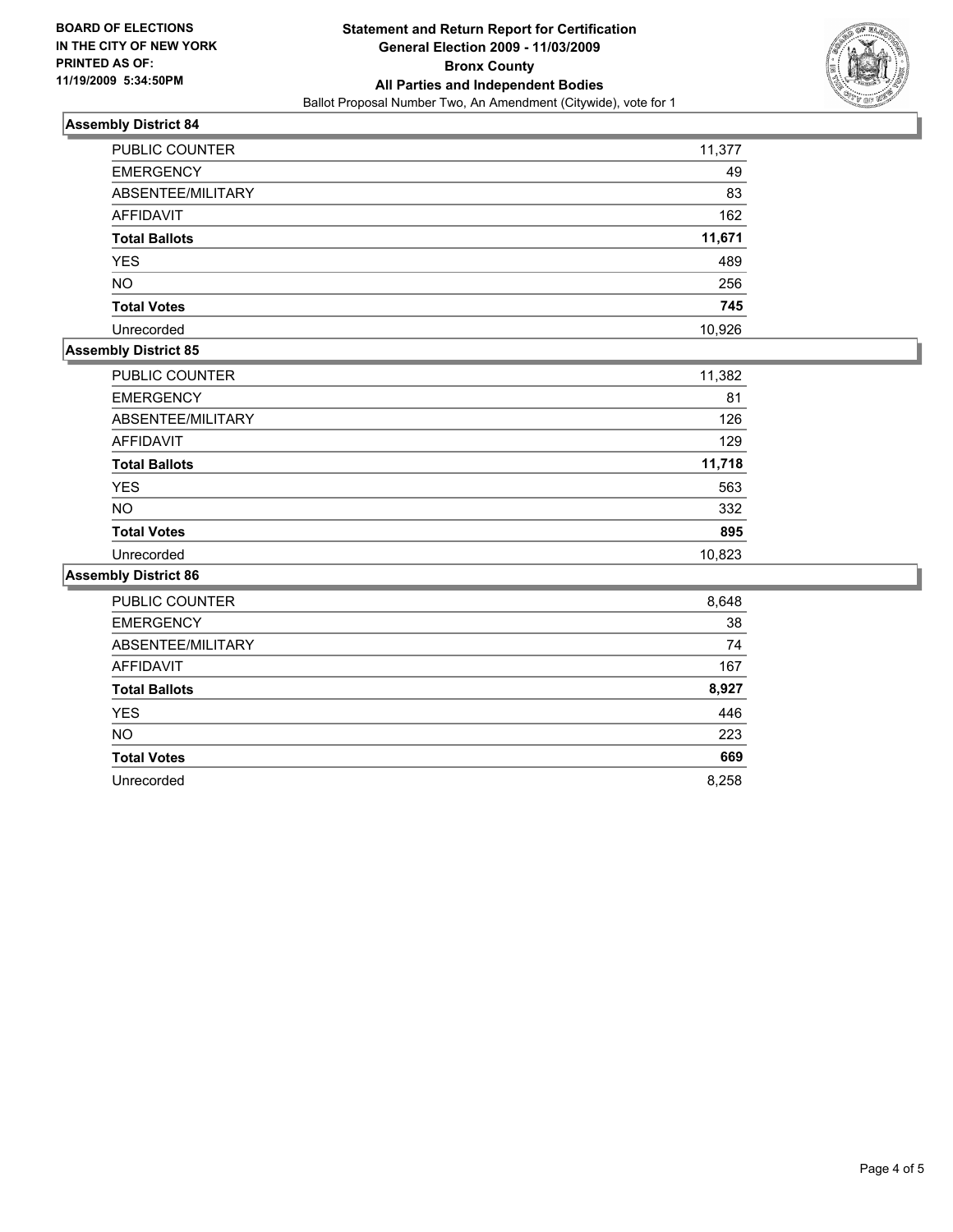**BOARD OF ELECTIONS IN THE CITY OF NEW YORK PRINTED AS OF: 11/19/2009 5:34:50PM**

# Statement and Return Report for Certification
## General Election 2009 - 11/03/2009
## Bronx County
## All Parties and Independent Bodies
Ballot Proposal Number Two, An Amendment (Citywide), vote for 1

### Assembly District 84

| | |
|---|---|
| PUBLIC COUNTER | 11,377 |
| EMERGENCY | 49 |
| ABSENTEE/MILITARY | 83 |
| AFFIDAVIT | 162 |
| **Total Ballots** | **11,671** |
| YES | 489 |
| NO | 256 |
| **Total Votes** | **745** |
| Unrecorded | 10,926 |

### Assembly District 85

| | |
|---|---|
| PUBLIC COUNTER | 11,382 |
| EMERGENCY | 81 |
| ABSENTEE/MILITARY | 126 |
| AFFIDAVIT | 129 |
| **Total Ballots** | **11,718** |
| YES | 563 |
| NO | 332 |
| **Total Votes** | **895** |
| Unrecorded | 10,823 |

### Assembly District 86

| | |
|---|---|
| PUBLIC COUNTER | 8,648 |
| EMERGENCY | 38 |
| ABSENTEE/MILITARY | 74 |
| AFFIDAVIT | 167 |
| **Total Ballots** | **8,927** |
| YES | 446 |
| NO | 223 |
| **Total Votes** | **669** |
| Unrecorded | 8,258 |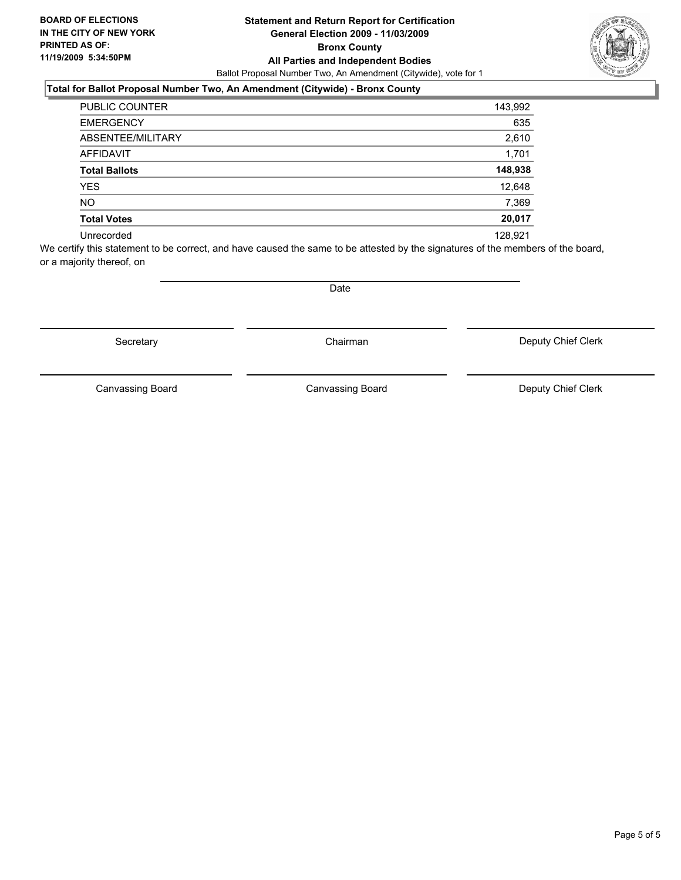**BOARD OF ELECTIONS IN THE CITY OF NEW YORK PRINTED AS OF: 11/19/2009 5:34:50PM**

# Statement and Return Report for Certification
## General Election 2009 - 11/03/2009
## Bronx County
## All Parties and Independent Bodies

Ballot Proposal Number Two, An Amendment (Citywide), vote for 1

### Total for Ballot Proposal Number Two, An Amendment (Citywide) - Bronx County

| | |
|---|---|
| PUBLIC COUNTER | 143,992 |
| EMERGENCY | 635 |
| ABSENTEE/MILITARY | 2,610 |
| AFFIDAVIT | 1,701 |
| **Total Ballots** | **148,938** |
| YES | 12,648 |
| NO | 7,369 |
| **Total Votes** | **20,017** |
| Unrecorded | 128,921 |

We certify this statement to be correct, and have caused the same to be attested by the signatures of the members of the board, or a majority thereof, on

Date

| | | |
|---|---|---|
| Secretary | Chairman | Deputy Chief Clerk |
| Canvassing Board | Canvassing Board | Deputy Chief Clerk |